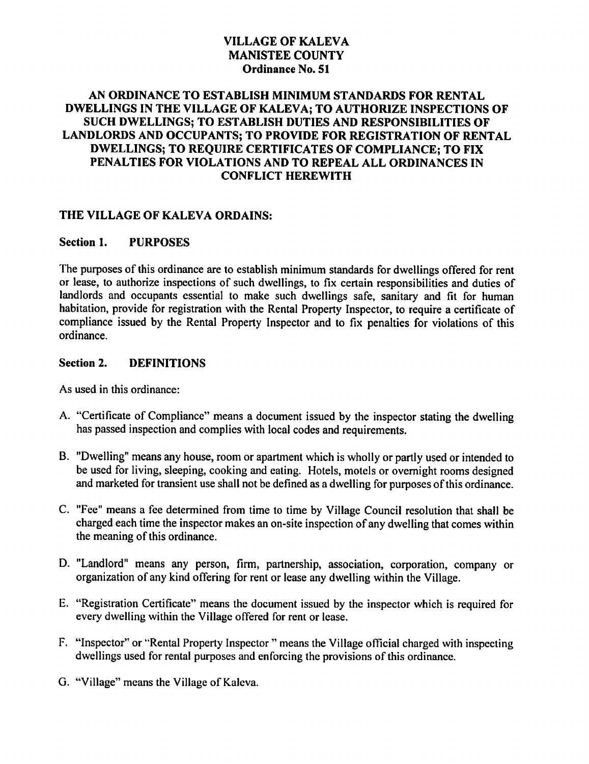# VILLAGE OF KALEVA
# MANISTEE COUNTY
# Ordinance No. 51

## AN ORDINANCE TO ESTABLISH MINIMUM STANDARDS FOR RENTAL DWELLINGS IN THE VILLAGE OF KALEVA; TO AUTHORIZE INSPECTIONS OF SUCH DWELLINGS; TO ESTABLISH DUTIES AND RESPONSIBILITIES OF LANDLORDS AND OCCUPANTS; TO PROVIDE FOR REGISTRATION OF RENTAL DWELLINGS; TO REQUIRE CERTIFICATES OF COMPLIANCE; TO FIX PENALTIES FOR VIOLATIONS AND TO REPEAL ALL ORDINANCES IN CONFLICT HEREWITH

**THE VILLAGE OF KALEVA ORDAINS:**

### Section 1. PURPOSES

The purposes of this ordinance are to establish minimum standards for dwellings offered for rent or lease, to authorize inspections of such dwellings, to fix certain responsibilities and duties of landlords and occupants essential to make such dwellings safe, sanitary and fit for human habitation, provide for registration with the Rental Property Inspector, to require a certificate of compliance issued by the Rental Property Inspector and to fix penalties for violations of this ordinance.

### Section 2. DEFINITIONS

As used in this ordinance:

A. "Certificate of Compliance" means a document issued by the inspector stating the dwelling has passed inspection and complies with local codes and requirements.

B. "Dwelling" means any house, room or apartment which is wholly or partly used or intended to be used for living, sleeping, cooking and eating. Hotels, motels or overnight rooms designed and marketed for transient use shall not be defined as a dwelling for purposes of this ordinance.

C. "Fee" means a fee determined from time to time by Village Council resolution that shall be charged each time the inspector makes an on-site inspection of any dwelling that comes within the meaning of this ordinance.

D. "Landlord" means any person, firm, partnership, association, corporation, company or organization of any kind offering for rent or lease any dwelling within the Village.

E. "Registration Certificate" means the document issued by the inspector which is required for every dwelling within the Village offered for rent or lease.

F. "Inspector" or "Rental Property Inspector " means the Village official charged with inspecting dwellings used for rental purposes and enforcing the provisions of this ordinance.

G. "Village" means the Village of Kaleva.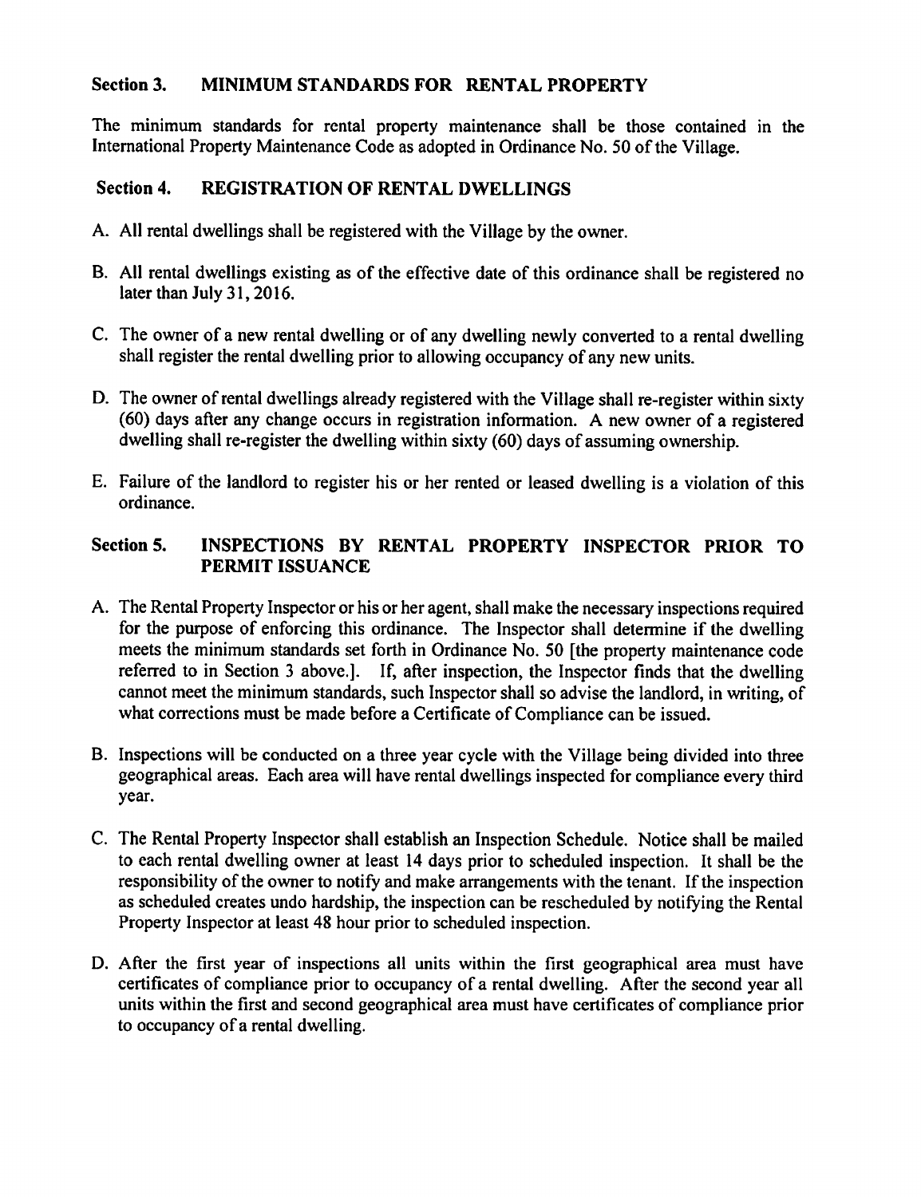## Section 3. MINIMUM STANDARDS FOR RENTAL PROPERTY

The minimum standards for rental property maintenance shall be those contained in the International Property Maintenance Code as adopted in Ordinance No. 50 of the Village.

## Section 4. REGISTRATION OF RENTAL DWELLINGS

A. All rental dwellings shall be registered with the Village by the owner.

B. All rental dwellings existing as of the effective date of this ordinance shall be registered no later than July 31, 2016.

C. The owner of a new rental dwelling or of any dwelling newly converted to a rental dwelling shall register the rental dwelling prior to allowing occupancy of any new units.

D. The owner of rental dwellings already registered with the Village shall re-register within sixty (60) days after any change occurs in registration information. A new owner of a registered dwelling shall re-register the dwelling within sixty (60) days of assuming ownership.

E. Failure of the landlord to register his or her rented or leased dwelling is a violation of this ordinance.

## Section 5. INSPECTIONS BY RENTAL PROPERTY INSPECTOR PRIOR TO PERMIT ISSUANCE

A. The Rental Property Inspector or his or her agent, shall make the necessary inspections required for the purpose of enforcing this ordinance. The Inspector shall determine if the dwelling meets the minimum standards set forth in Ordinance No. 50 [the property maintenance code referred to in Section 3 above.]. If, after inspection, the Inspector finds that the dwelling cannot meet the minimum standards, such Inspector shall so advise the landlord, in writing, of what corrections must be made before a Certificate of Compliance can be issued.

B. Inspections will be conducted on a three year cycle with the Village being divided into three geographical areas. Each area will have rental dwellings inspected for compliance every third year.

C. The Rental Property Inspector shall establish an Inspection Schedule. Notice shall be mailed to each rental dwelling owner at least 14 days prior to scheduled inspection. It shall be the responsibility of the owner to notify and make arrangements with the tenant. If the inspection as scheduled creates undo hardship, the inspection can be rescheduled by notifying the Rental Property Inspector at least 48 hour prior to scheduled inspection.

D. After the first year of inspections all units within the first geographical area must have certificates of compliance prior to occupancy of a rental dwelling. After the second year all units within the first and second geographical area must have certificates of compliance prior to occupancy of a rental dwelling.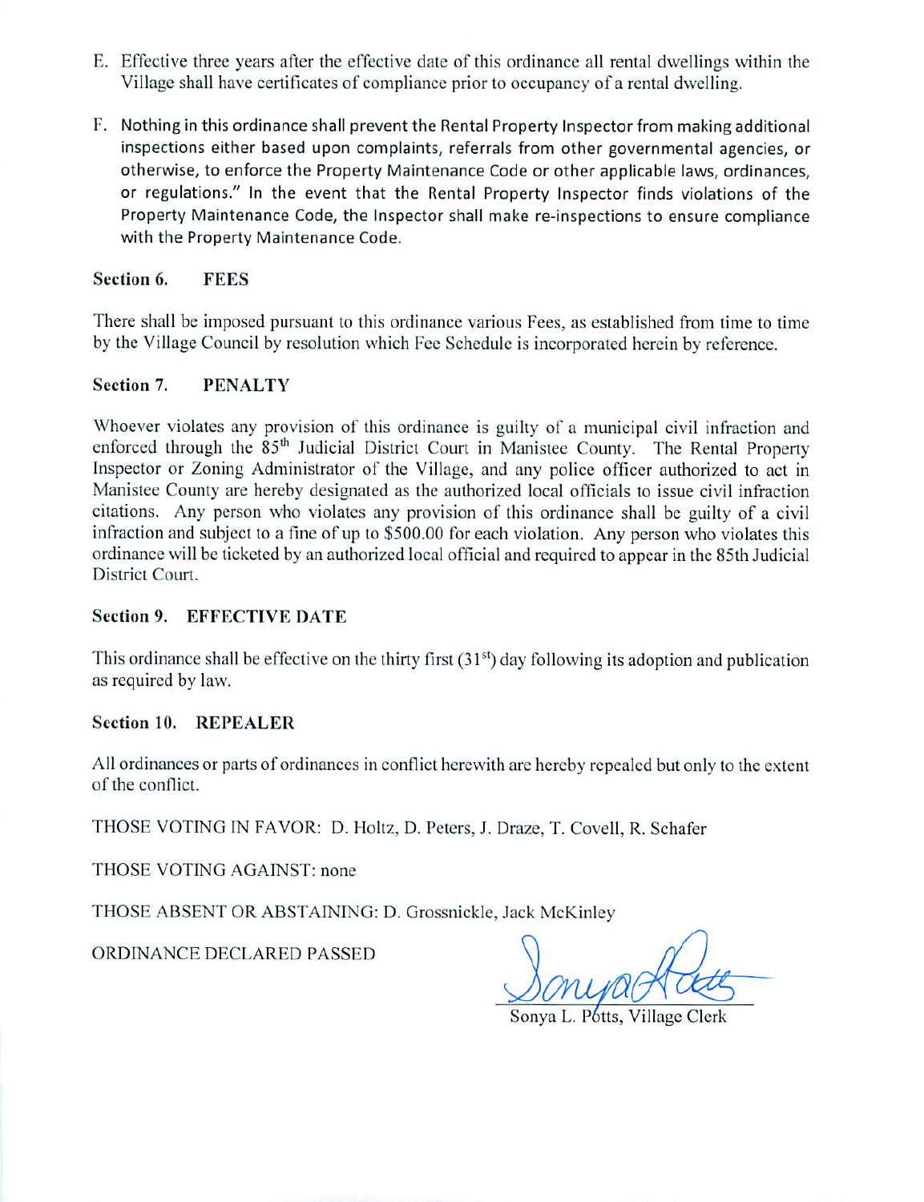E. Effective three years after the effective date of this ordinance all rental dwellings within the Village shall have certificates of compliance prior to occupancy of a rental dwelling.

F. Nothing in this ordinance shall prevent the Rental Property Inspector from making additional inspections either based upon complaints, referrals from other governmental agencies, or otherwise, to enforce the Property Maintenance Code or other applicable laws, ordinances, or regulations." In the event that the Rental Property Inspector finds violations of the Property Maintenance Code, the Inspector shall make re-inspections to ensure compliance with the Property Maintenance Code.

**Section 6. FEES**

There shall be imposed pursuant to this ordinance various Fees, as established from time to time by the Village Council by resolution which Fee Schedule is incorporated herein by reference.

**Section 7. PENALTY**

Whoever violates any provision of this ordinance is guilty of a municipal civil infraction and enforced through the 85th Judicial District Court in Manistee County. The Rental Property Inspector or Zoning Administrator of the Village, and any police officer authorized to act in Manistee County are hereby designated as the authorized local officials to issue civil infraction citations. Any person who violates any provision of this ordinance shall be guilty of a civil infraction and subject to a fine of up to $500.00 for each violation. Any person who violates this ordinance will be ticketed by an authorized local official and required to appear in the 85th Judicial District Court.

**Section 9. EFFECTIVE DATE**

This ordinance shall be effective on the thirty first (31st) day following its adoption and publication as required by law.

**Section 10. REPEALER**

All ordinances or parts of ordinances in conflict herewith are hereby repealed but only to the extent of the conflict.

THOSE VOTING IN FAVOR: D. Holtz, D. Peters, J. Draze, T. Covell, R. Schafer

THOSE VOTING AGAINST: none

THOSE ABSENT OR ABSTAINING: D. Grossnickle, Jack McKinley

ORDINANCE DECLARED PASSED

Sonya L. Potts, Village Clerk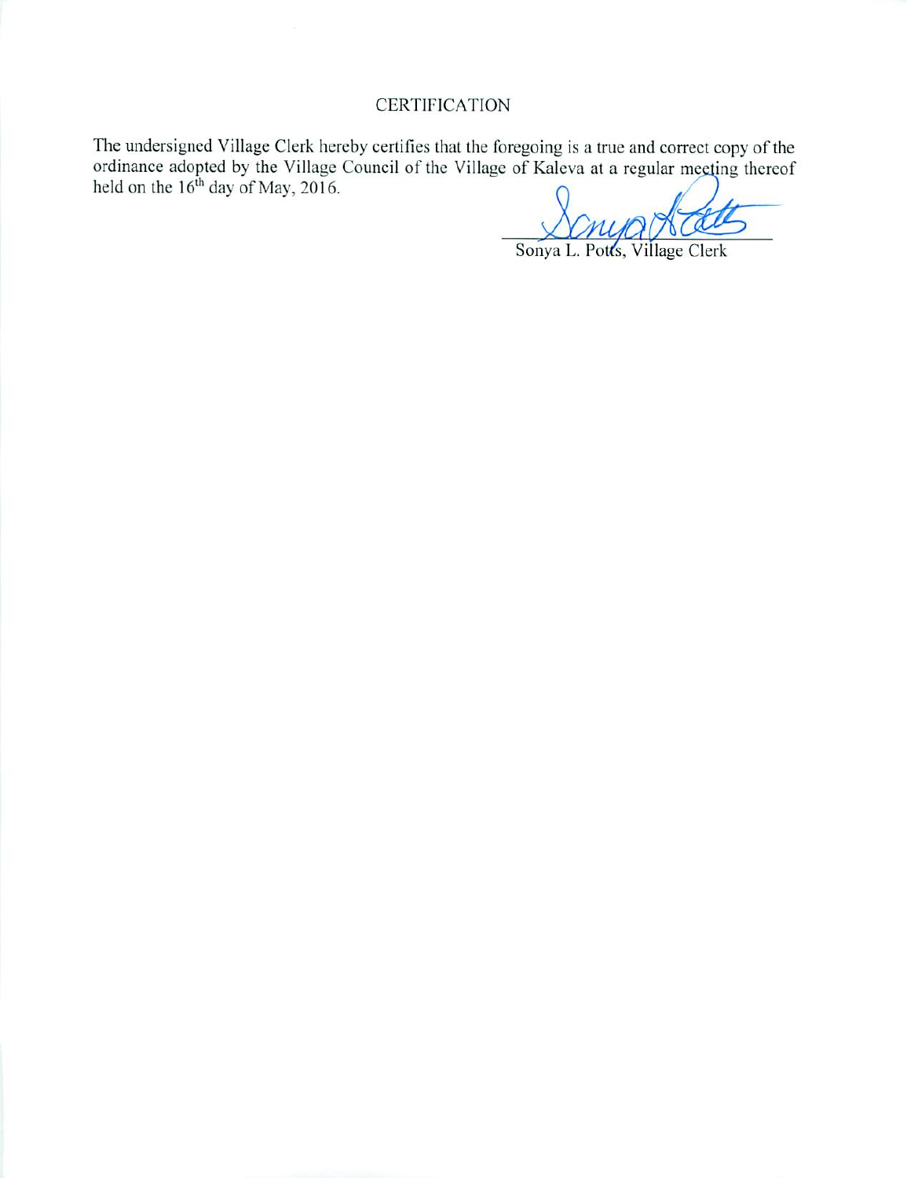# CERTIFICATION

The undersigned Village Clerk hereby certifies that the foregoing is a true and correct copy of the ordinance adopted by the Village Council of the Village of Kaleva at a regular meeting thereof held on the 16th day of May, 2016.

Sonya L. Potts, Village Clerk